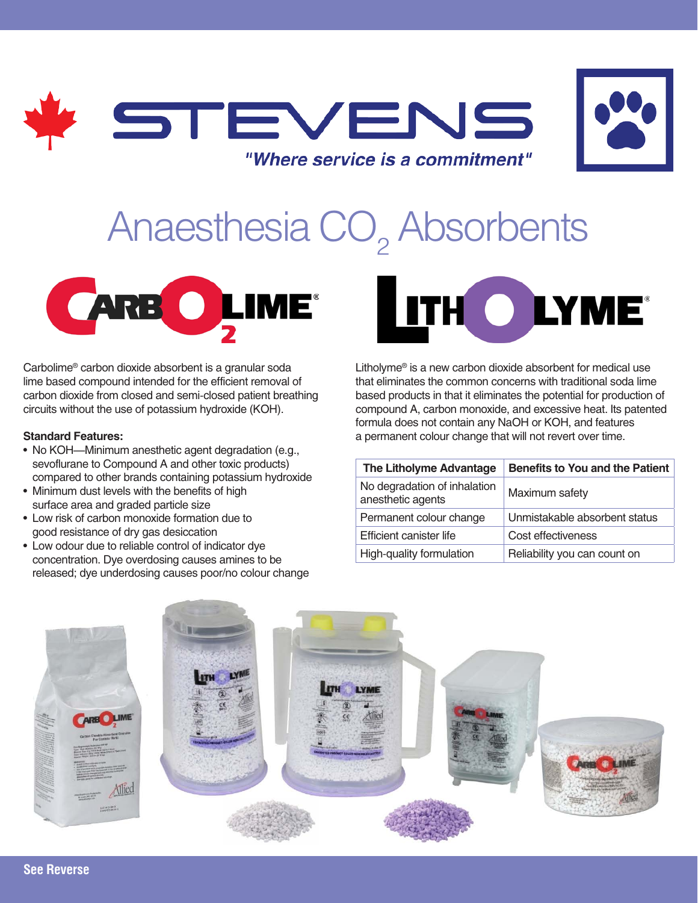# STEVENS

*"Where service is a commitment"*

# Anaesthesia $CO_2$ Absorbents

## CARBOLIME®

Carbolime® carbon dioxide absorbent is a granular soda lime based compound intended for the efficient removal of carbon dioxide from closed and semi-closed patient breathing circuits without the use of potassium hydroxide (KOH).

**Standard Features:**

- No KOH—Minimum anesthetic agent degradation (e.g., sevoflurane to Compound A and other toxic products) compared to other brands containing potassium hydroxide
- Minimum dust levels with the benefits of high surface area and graded particle size
- Low risk of carbon monoxide formation due to good resistance of dry gas desiccation
- Low odour due to reliable control of indicator dye concentration. Dye overdosing causes amines to be released; dye underdosing causes poor/no colour change

## LITHOLYME®

Litholyme® is a new carbon dioxide absorbent for medical use that eliminates the common concerns with traditional soda lime based products in that it eliminates the potential for production of compound A, carbon monoxide, and excessive heat. Its patented formula does not contain any NaOH or KOH, and features a permanent colour change that will not revert over time.

| The Litholyme Advantage | Benefits to You and the Patient |
| --- | --- |
| No degradation of inhalation anesthetic agents | Maximum safety |
| Permanent colour change | Unmistakable absorbent status |
| Efficient canister life | Cost effectiveness |
| High-quality formulation | Reliability you can count on |

See Reverse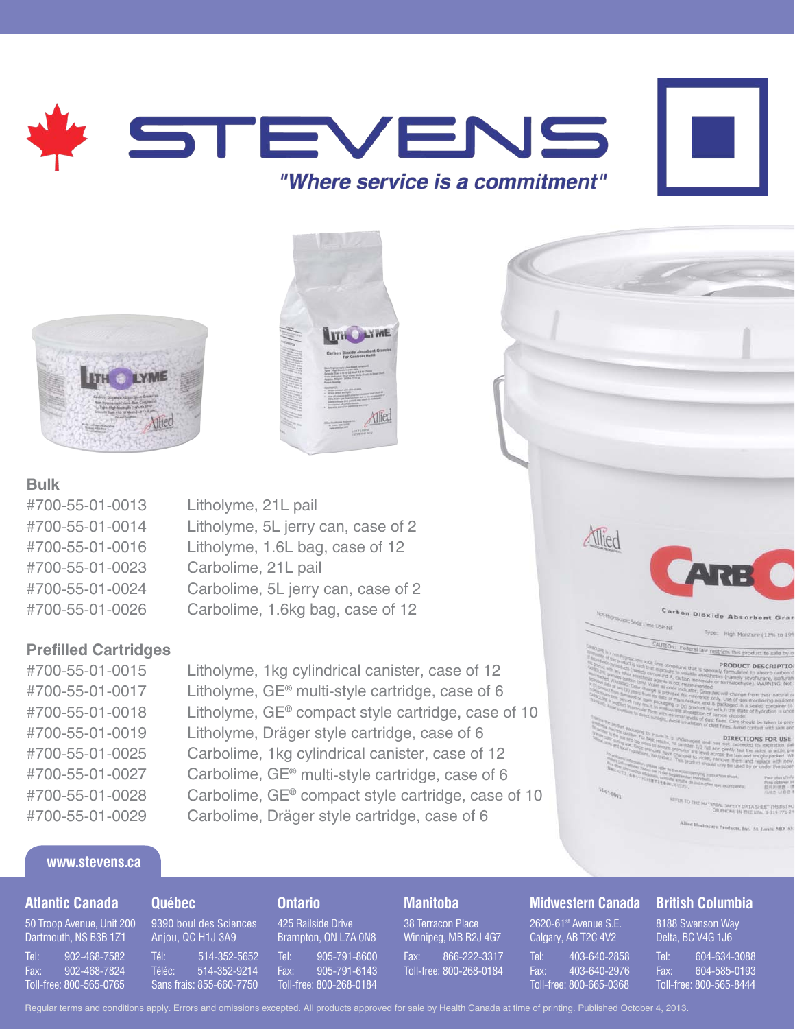# STEVENS

*"Where service is a commitment"*

## Bulk

| | |
|---|---|
| #700-55-01-0013 | Litholyme, 21L pail |
| #700-55-01-0014 | Litholyme, 5L jerry can, case of 2 |
| #700-55-01-0016 | Litholyme, 1.6L bag, case of 12 |
| #700-55-01-0023 | Carbolime, 21L pail |
| #700-55-01-0024 | Carbolime, 5L jerry can, case of 2 |
| #700-55-01-0026 | Carbolime, 1.6kg bag, case of 12 |

## Prefilled Cartridges

| | |
|---|---|
| #700-55-01-0015 | Litholyme, 1kg cylindrical canister, case of 12 |
| #700-55-01-0017 | Litholyme, GE® multi-style cartridge, case of 6 |
| #700-55-01-0018 | Litholyme, GE® compact style cartridge, case of 10 |
| #700-55-01-0019 | Litholyme, Dräger style cartridge, case of 6 |
| #700-55-01-0025 | Carbolime, 1kg cylindrical canister, case of 12 |
| #700-55-01-0027 | Carbolime, GE® multi-style cartridge, case of 6 |
| #700-55-01-0028 | Carbolime, GE® compact style cartridge, case of 10 |
| #700-55-01-0029 | Carbolime, Dräger style cartridge, case of 6 |

www.stevens.ca

**Atlantic Canada**
50 Troop Avenue, Unit 200
Dartmouth, NS B3B 1Z1
Tel: 902-468-7582
Fax: 902-468-7824
Toll-free: 800-565-0765

**Québec**
9390 boul des Sciences
Anjou, QC H1J 3A9
Tél: 514-352-5652
Téléc: 514-352-9214
Sans frais: 855-660-7750

**Ontario**
425 Railside Drive
Brampton, ON L7A 0N8
Tel: 905-791-8600
Fax: 905-791-6143
Toll-free: 800-268-0184

**Manitoba**
38 Terracon Place
Winnipeg, MB R2J 4G7
Fax: 866-222-3317
Toll-free: 800-268-0184

**Midwestern Canada**
2620-61st Avenue S.E.
Calgary, AB T2C 4V2
Tel: 403-640-2858
Fax: 403-640-2976
Toll-free: 800-665-0368

**British Columbia**
8188 Swenson Way
Delta, BC V4G 1J6
Tel: 604-634-3088
Fax: 604-585-0193
Toll-free: 800-565-8444

Regular terms and conditions apply. Errors and omissions excepted. All products approved for sale by Health Canada at time of printing. Published October 4, 2013.